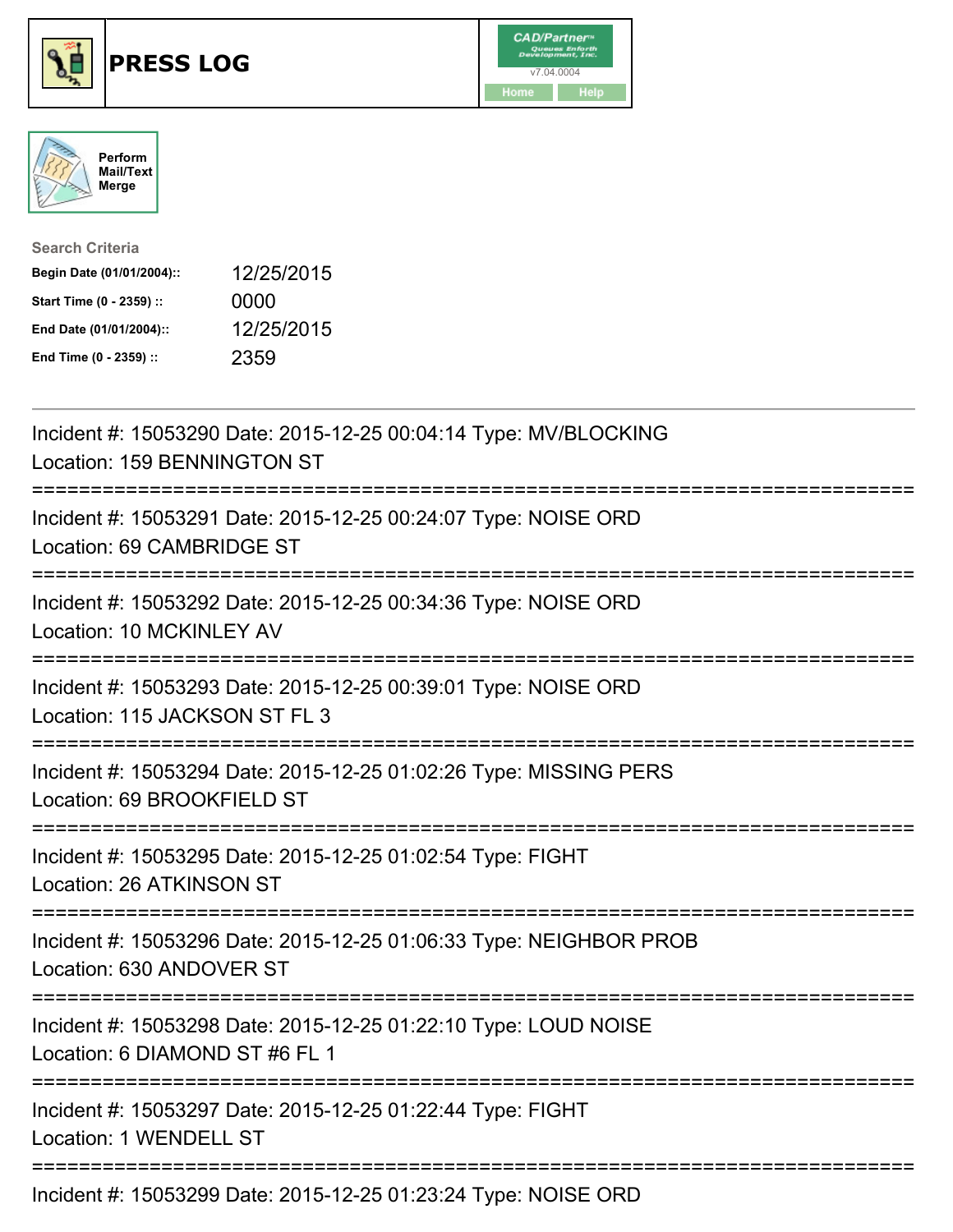# PRESS LOG

CAD/Partner™ v7.04.0004

Home | Help

Perform Mail/Text Merge

**Search Criteria**

| | |
|---|---|
| **Begin Date (01/01/2004)::** | 12/25/2015 |
| **Start Time (0 - 2359) ::** | 0000 |
| **End Date (01/01/2004)::** | 12/25/2015 |
| **End Time (0 - 2359) ::** | 2359 |

---

Incident #: 15053290 Date: 2015-12-25 00:04:14 Type: MV/BLOCKING
Location: 159 BENNINGTON ST

===========================================================================

Incident #: 15053291 Date: 2015-12-25 00:24:07 Type: NOISE ORD
Location: 69 CAMBRIDGE ST

===========================================================================

Incident #: 15053292 Date: 2015-12-25 00:34:36 Type: NOISE ORD
Location: 10 MCKINLEY AV

===========================================================================

Incident #: 15053293 Date: 2015-12-25 00:39:01 Type: NOISE ORD
Location: 115 JACKSON ST FL 3

===========================================================================

Incident #: 15053294 Date: 2015-12-25 01:02:26 Type: MISSING PERS
Location: 69 BROOKFIELD ST

===========================================================================

Incident #: 15053295 Date: 2015-12-25 01:02:54 Type: FIGHT
Location: 26 ATKINSON ST

===========================================================================

Incident #: 15053296 Date: 2015-12-25 01:06:33 Type: NEIGHBOR PROB
Location: 630 ANDOVER ST

===========================================================================

Incident #: 15053298 Date: 2015-12-25 01:22:10 Type: LOUD NOISE
Location: 6 DIAMOND ST #6 FL 1

===========================================================================

Incident #: 15053297 Date: 2015-12-25 01:22:44 Type: FIGHT
Location: 1 WENDELL ST

===========================================================================

Incident #: 15053299 Date: 2015-12-25 01:23:24 Type: NOISE ORD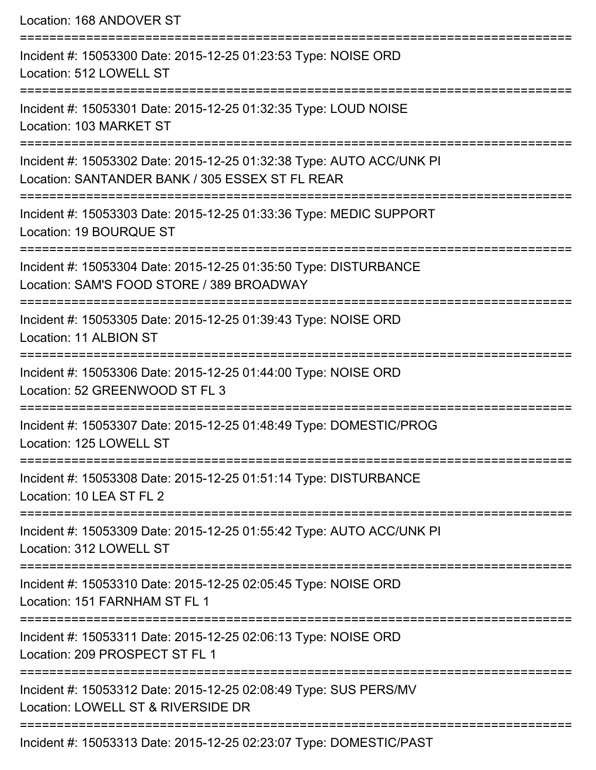Location: 168 ANDOVER ST

===========================================================================

Incident #: 15053300 Date: 2015-12-25 01:23:53 Type: NOISE ORD
Location: 512 LOWELL ST

===========================================================================

Incident #: 15053301 Date: 2015-12-25 01:32:35 Type: LOUD NOISE
Location: 103 MARKET ST

===========================================================================

Incident #: 15053302 Date: 2015-12-25 01:32:38 Type: AUTO ACC/UNK PI
Location: SANTANDER BANK / 305 ESSEX ST FL REAR

===========================================================================

Incident #: 15053303 Date: 2015-12-25 01:33:36 Type: MEDIC SUPPORT
Location: 19 BOURQUE ST

===========================================================================

Incident #: 15053304 Date: 2015-12-25 01:35:50 Type: DISTURBANCE
Location: SAM'S FOOD STORE / 389 BROADWAY

===========================================================================

Incident #: 15053305 Date: 2015-12-25 01:39:43 Type: NOISE ORD
Location: 11 ALBION ST

===========================================================================

Incident #: 15053306 Date: 2015-12-25 01:44:00 Type: NOISE ORD
Location: 52 GREENWOOD ST FL 3

===========================================================================

Incident #: 15053307 Date: 2015-12-25 01:48:49 Type: DOMESTIC/PROG
Location: 125 LOWELL ST

===========================================================================

Incident #: 15053308 Date: 2015-12-25 01:51:14 Type: DISTURBANCE
Location: 10 LEA ST FL 2

===========================================================================

Incident #: 15053309 Date: 2015-12-25 01:55:42 Type: AUTO ACC/UNK PI
Location: 312 LOWELL ST

===========================================================================

Incident #: 15053310 Date: 2015-12-25 02:05:45 Type: NOISE ORD
Location: 151 FARNHAM ST FL 1

===========================================================================

Incident #: 15053311 Date: 2015-12-25 02:06:13 Type: NOISE ORD
Location: 209 PROSPECT ST FL 1

===========================================================================

Incident #: 15053312 Date: 2015-12-25 02:08:49 Type: SUS PERS/MV
Location: LOWELL ST & RIVERSIDE DR

===========================================================================

Incident #: 15053313 Date: 2015-12-25 02:23:07 Type: DOMESTIC/PAST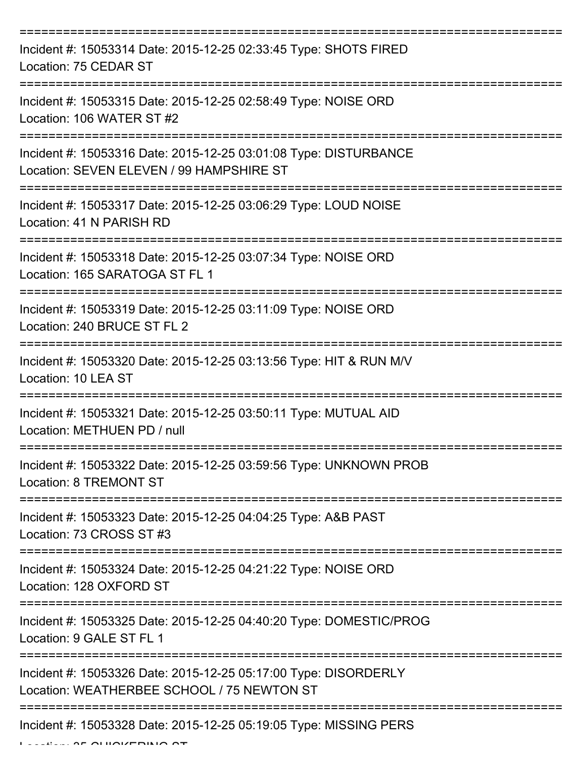===========================================================================

Incident #: 15053314 Date: 2015-12-25 02:33:45 Type: SHOTS FIRED
Location: 75 CEDAR ST

===========================================================================

Incident #: 15053315 Date: 2015-12-25 02:58:49 Type: NOISE ORD
Location: 106 WATER ST #2

===========================================================================

Incident #: 15053316 Date: 2015-12-25 03:01:08 Type: DISTURBANCE
Location: SEVEN ELEVEN / 99 HAMPSHIRE ST

===========================================================================

Incident #: 15053317 Date: 2015-12-25 03:06:29 Type: LOUD NOISE
Location: 41 N PARISH RD

===========================================================================

Incident #: 15053318 Date: 2015-12-25 03:07:34 Type: NOISE ORD
Location: 165 SARATOGA ST FL 1

===========================================================================

Incident #: 15053319 Date: 2015-12-25 03:11:09 Type: NOISE ORD
Location: 240 BRUCE ST FL 2

===========================================================================

Incident #: 15053320 Date: 2015-12-25 03:13:56 Type: HIT & RUN M/V
Location: 10 LEA ST

===========================================================================

Incident #: 15053321 Date: 2015-12-25 03:50:11 Type: MUTUAL AID
Location: METHUEN PD / null

===========================================================================

Incident #: 15053322 Date: 2015-12-25 03:59:56 Type: UNKNOWN PROB
Location: 8 TREMONT ST

===========================================================================

Incident #: 15053323 Date: 2015-12-25 04:04:25 Type: A&B PAST
Location: 73 CROSS ST #3

===========================================================================

Incident #: 15053324 Date: 2015-12-25 04:21:22 Type: NOISE ORD
Location: 128 OXFORD ST

===========================================================================

Incident #: 15053325 Date: 2015-12-25 04:40:20 Type: DOMESTIC/PROG
Location: 9 GALE ST FL 1

===========================================================================

Incident #: 15053326 Date: 2015-12-25 05:17:00 Type: DISORDERLY
Location: WEATHERBEE SCHOOL / 75 NEWTON ST

===========================================================================

Incident #: 15053328 Date: 2015-12-25 05:19:05 Type: MISSING PERS
Location: 35 CHICKERING ST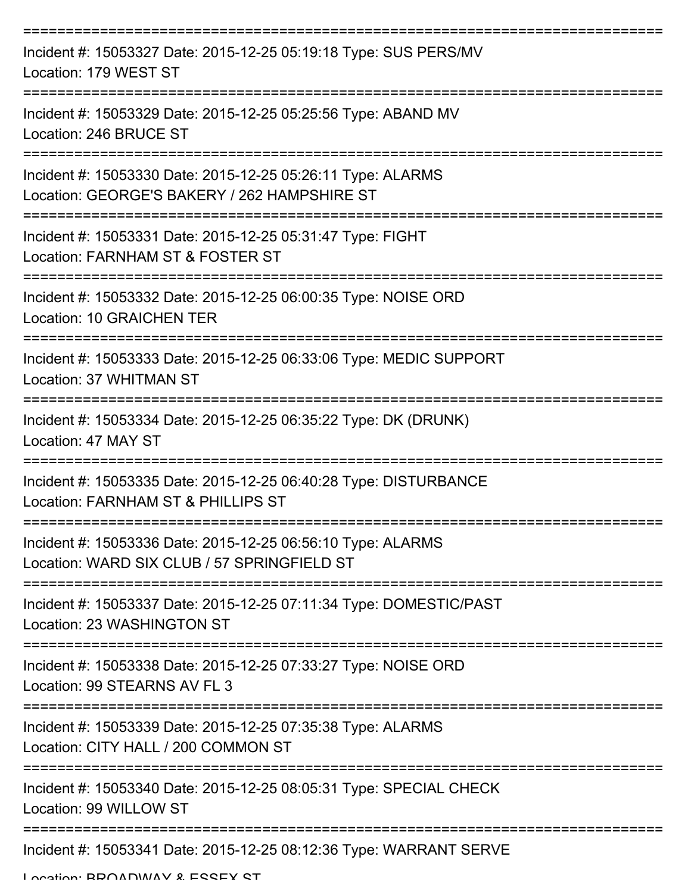===========================================================================

Incident #: 15053327 Date: 2015-12-25 05:19:18 Type: SUS PERS/MV
Location: 179 WEST ST

===========================================================================

Incident #: 15053329 Date: 2015-12-25 05:25:56 Type: ABAND MV
Location: 246 BRUCE ST

===========================================================================

Incident #: 15053330 Date: 2015-12-25 05:26:11 Type: ALARMS
Location: GEORGE'S BAKERY / 262 HAMPSHIRE ST

===========================================================================

Incident #: 15053331 Date: 2015-12-25 05:31:47 Type: FIGHT
Location: FARNHAM ST & FOSTER ST

===========================================================================

Incident #: 15053332 Date: 2015-12-25 06:00:35 Type: NOISE ORD
Location: 10 GRAICHEN TER

===========================================================================

Incident #: 15053333 Date: 2015-12-25 06:33:06 Type: MEDIC SUPPORT
Location: 37 WHITMAN ST

===========================================================================

Incident #: 15053334 Date: 2015-12-25 06:35:22 Type: DK (DRUNK)
Location: 47 MAY ST

===========================================================================

Incident #: 15053335 Date: 2015-12-25 06:40:28 Type: DISTURBANCE
Location: FARNHAM ST & PHILLIPS ST

===========================================================================

Incident #: 15053336 Date: 2015-12-25 06:56:10 Type: ALARMS
Location: WARD SIX CLUB / 57 SPRINGFIELD ST

===========================================================================

Incident #: 15053337 Date: 2015-12-25 07:11:34 Type: DOMESTIC/PAST
Location: 23 WASHINGTON ST

===========================================================================

Incident #: 15053338 Date: 2015-12-25 07:33:27 Type: NOISE ORD
Location: 99 STEARNS AV FL 3

===========================================================================

Incident #: 15053339 Date: 2015-12-25 07:35:38 Type: ALARMS
Location: CITY HALL / 200 COMMON ST

===========================================================================

Incident #: 15053340 Date: 2015-12-25 08:05:31 Type: SPECIAL CHECK
Location: 99 WILLOW ST

===========================================================================

Incident #: 15053341 Date: 2015-12-25 08:12:36 Type: WARRANT SERVE
Location: BROADWAY & ESSEX ST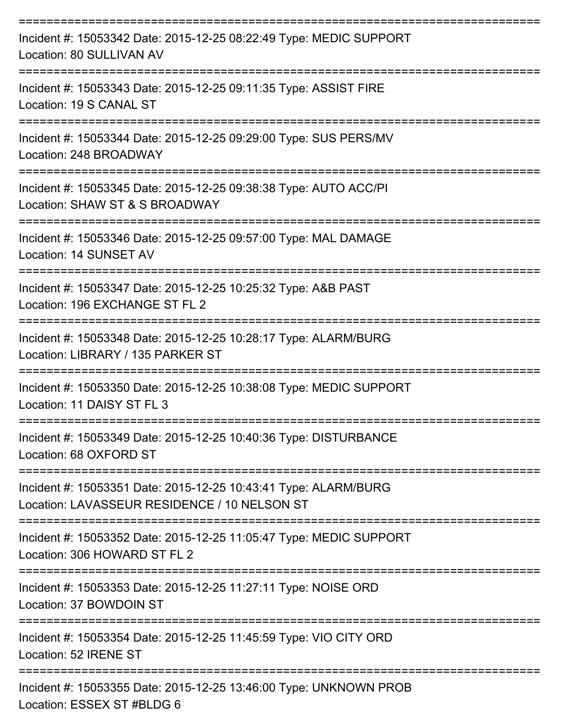===========================================================================

Incident #: 15053342 Date: 2015-12-25 08:22:49 Type: MEDIC SUPPORT
Location: 80 SULLIVAN AV

===========================================================================

Incident #: 15053343 Date: 2015-12-25 09:11:35 Type: ASSIST FIRE
Location: 19 S CANAL ST

===========================================================================

Incident #: 15053344 Date: 2015-12-25 09:29:00 Type: SUS PERS/MV
Location: 248 BROADWAY

===========================================================================

Incident #: 15053345 Date: 2015-12-25 09:38:38 Type: AUTO ACC/PI
Location: SHAW ST & S BROADWAY

===========================================================================

Incident #: 15053346 Date: 2015-12-25 09:57:00 Type: MAL DAMAGE
Location: 14 SUNSET AV

===========================================================================

Incident #: 15053347 Date: 2015-12-25 10:25:32 Type: A&B PAST
Location: 196 EXCHANGE ST FL 2

===========================================================================

Incident #: 15053348 Date: 2015-12-25 10:28:17 Type: ALARM/BURG
Location: LIBRARY / 135 PARKER ST

===========================================================================

Incident #: 15053350 Date: 2015-12-25 10:38:08 Type: MEDIC SUPPORT
Location: 11 DAISY ST FL 3

===========================================================================

Incident #: 15053349 Date: 2015-12-25 10:40:36 Type: DISTURBANCE
Location: 68 OXFORD ST

===========================================================================

Incident #: 15053351 Date: 2015-12-25 10:43:41 Type: ALARM/BURG
Location: LAVASSEUR RESIDENCE / 10 NELSON ST

===========================================================================

Incident #: 15053352 Date: 2015-12-25 11:05:47 Type: MEDIC SUPPORT
Location: 306 HOWARD ST FL 2

===========================================================================

Incident #: 15053353 Date: 2015-12-25 11:27:11 Type: NOISE ORD
Location: 37 BOWDOIN ST

===========================================================================

Incident #: 15053354 Date: 2015-12-25 11:45:59 Type: VIO CITY ORD
Location: 52 IRENE ST

===========================================================================

Incident #: 15053355 Date: 2015-12-25 13:46:00 Type: UNKNOWN PROB
Location: ESSEX ST #BLDG 6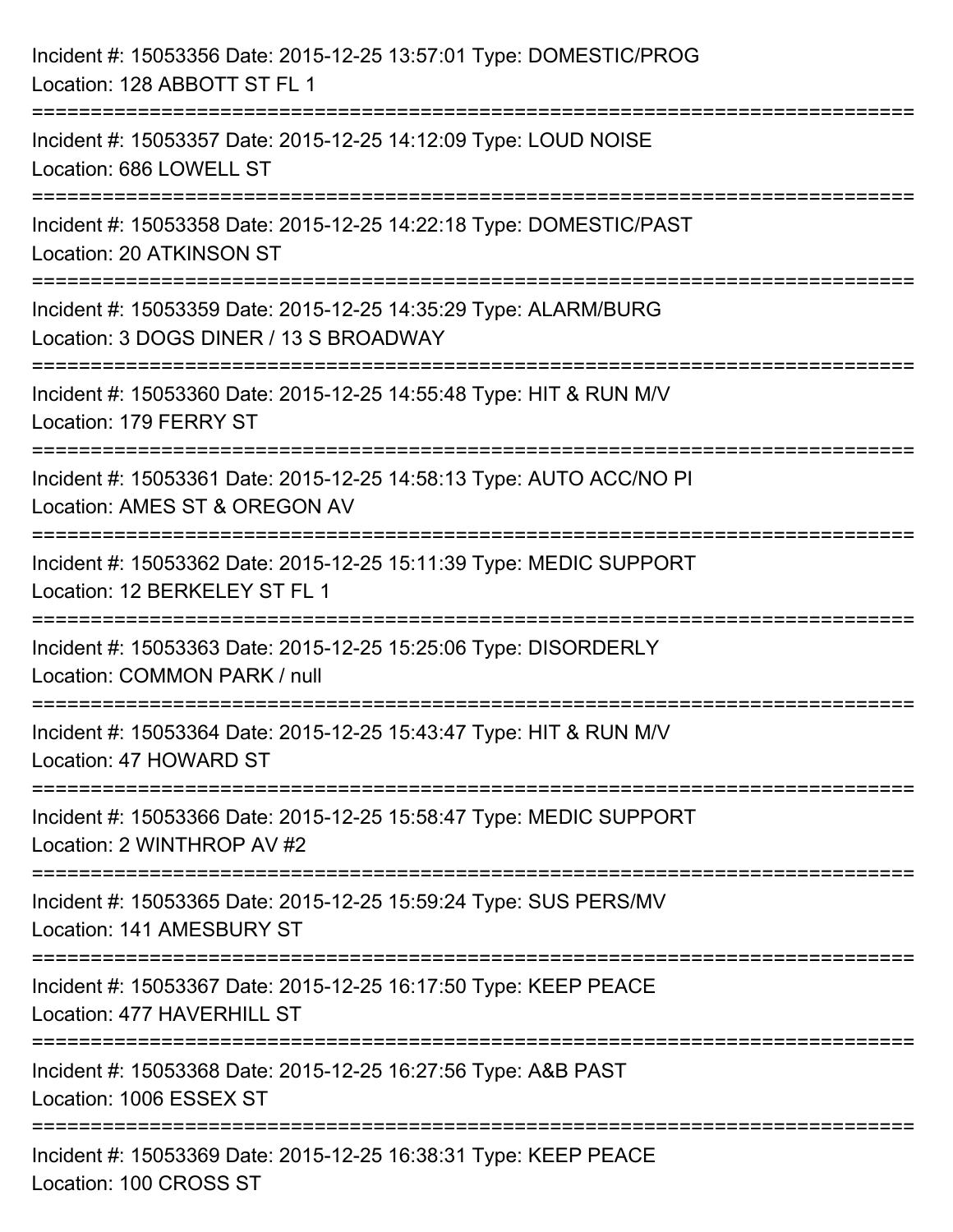Incident #: 15053356 Date: 2015-12-25 13:57:01 Type: DOMESTIC/PROG
Location: 128 ABBOTT ST FL 1

===========================================================================

Incident #: 15053357 Date: 2015-12-25 14:12:09 Type: LOUD NOISE
Location: 686 LOWELL ST

===========================================================================

Incident #: 15053358 Date: 2015-12-25 14:22:18 Type: DOMESTIC/PAST
Location: 20 ATKINSON ST

===========================================================================

Incident #: 15053359 Date: 2015-12-25 14:35:29 Type: ALARM/BURG
Location: 3 DOGS DINER / 13 S BROADWAY

===========================================================================

Incident #: 15053360 Date: 2015-12-25 14:55:48 Type: HIT & RUN M/V
Location: 179 FERRY ST

===========================================================================

Incident #: 15053361 Date: 2015-12-25 14:58:13 Type: AUTO ACC/NO PI
Location: AMES ST & OREGON AV

===========================================================================

Incident #: 15053362 Date: 2015-12-25 15:11:39 Type: MEDIC SUPPORT
Location: 12 BERKELEY ST FL 1

===========================================================================

Incident #: 15053363 Date: 2015-12-25 15:25:06 Type: DISORDERLY
Location: COMMON PARK / null

===========================================================================

Incident #: 15053364 Date: 2015-12-25 15:43:47 Type: HIT & RUN M/V
Location: 47 HOWARD ST

===========================================================================

Incident #: 15053366 Date: 2015-12-25 15:58:47 Type: MEDIC SUPPORT
Location: 2 WINTHROP AV #2

===========================================================================

Incident #: 15053365 Date: 2015-12-25 15:59:24 Type: SUS PERS/MV
Location: 141 AMESBURY ST

===========================================================================

Incident #: 15053367 Date: 2015-12-25 16:17:50 Type: KEEP PEACE
Location: 477 HAVERHILL ST

===========================================================================

Incident #: 15053368 Date: 2015-12-25 16:27:56 Type: A&B PAST
Location: 1006 ESSEX ST

===========================================================================

Incident #: 15053369 Date: 2015-12-25 16:38:31 Type: KEEP PEACE
Location: 100 CROSS ST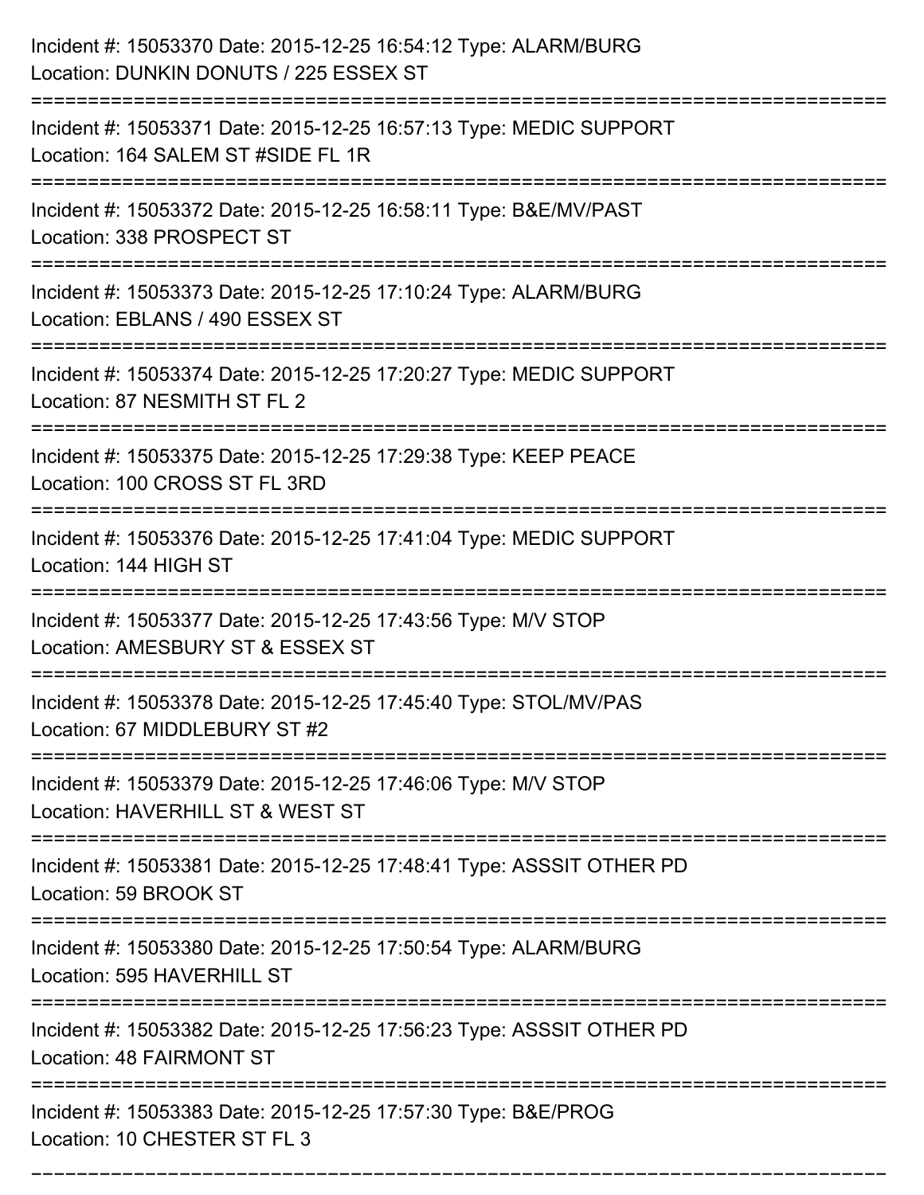Incident #: 15053370 Date: 2015-12-25 16:54:12 Type: ALARM/BURG
Location: DUNKIN DONUTS / 225 ESSEX ST

===========================================================================

Incident #: 15053371 Date: 2015-12-25 16:57:13 Type: MEDIC SUPPORT
Location: 164 SALEM ST #SIDE FL 1R

===========================================================================

Incident #: 15053372 Date: 2015-12-25 16:58:11 Type: B&E/MV/PAST
Location: 338 PROSPECT ST

===========================================================================

Incident #: 15053373 Date: 2015-12-25 17:10:24 Type: ALARM/BURG
Location: EBLANS / 490 ESSEX ST

===========================================================================

Incident #: 15053374 Date: 2015-12-25 17:20:27 Type: MEDIC SUPPORT
Location: 87 NESMITH ST FL 2

===========================================================================

Incident #: 15053375 Date: 2015-12-25 17:29:38 Type: KEEP PEACE
Location: 100 CROSS ST FL 3RD

===========================================================================

Incident #: 15053376 Date: 2015-12-25 17:41:04 Type: MEDIC SUPPORT
Location: 144 HIGH ST

===========================================================================

Incident #: 15053377 Date: 2015-12-25 17:43:56 Type: M/V STOP
Location: AMESBURY ST & ESSEX ST

===========================================================================

Incident #: 15053378 Date: 2015-12-25 17:45:40 Type: STOL/MV/PAS
Location: 67 MIDDLEBURY ST #2

===========================================================================

Incident #: 15053379 Date: 2015-12-25 17:46:06 Type: M/V STOP
Location: HAVERHILL ST & WEST ST

===========================================================================

Incident #: 15053381 Date: 2015-12-25 17:48:41 Type: ASSSIT OTHER PD
Location: 59 BROOK ST

===========================================================================

Incident #: 15053380 Date: 2015-12-25 17:50:54 Type: ALARM/BURG
Location: 595 HAVERHILL ST

===========================================================================

Incident #: 15053382 Date: 2015-12-25 17:56:23 Type: ASSSIT OTHER PD
Location: 48 FAIRMONT ST

===========================================================================

Incident #: 15053383 Date: 2015-12-25 17:57:30 Type: B&E/PROG
Location: 10 CHESTER ST FL 3

===========================================================================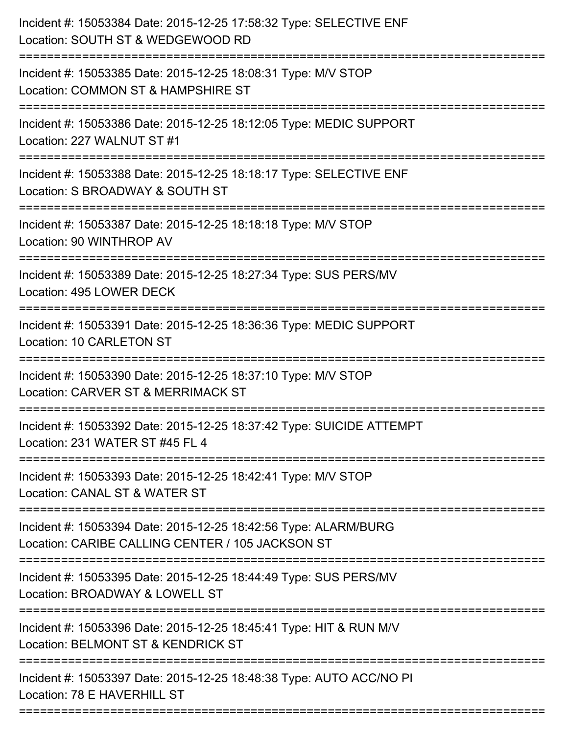Incident #: 15053384 Date: 2015-12-25 17:58:32 Type: SELECTIVE ENF
Location: SOUTH ST & WEDGEWOOD RD

===========================================================================

Incident #: 15053385 Date: 2015-12-25 18:08:31 Type: M/V STOP
Location: COMMON ST & HAMPSHIRE ST

===========================================================================

Incident #: 15053386 Date: 2015-12-25 18:12:05 Type: MEDIC SUPPORT
Location: 227 WALNUT ST #1

===========================================================================

Incident #: 15053388 Date: 2015-12-25 18:18:17 Type: SELECTIVE ENF
Location: S BROADWAY & SOUTH ST

===========================================================================

Incident #: 15053387 Date: 2015-12-25 18:18:18 Type: M/V STOP
Location: 90 WINTHROP AV

===========================================================================

Incident #: 15053389 Date: 2015-12-25 18:27:34 Type: SUS PERS/MV
Location: 495 LOWER DECK

===========================================================================

Incident #: 15053391 Date: 2015-12-25 18:36:36 Type: MEDIC SUPPORT
Location: 10 CARLETON ST

===========================================================================

Incident #: 15053390 Date: 2015-12-25 18:37:10 Type: M/V STOP
Location: CARVER ST & MERRIMACK ST

===========================================================================

Incident #: 15053392 Date: 2015-12-25 18:37:42 Type: SUICIDE ATTEMPT
Location: 231 WATER ST #45 FL 4

===========================================================================

Incident #: 15053393 Date: 2015-12-25 18:42:41 Type: M/V STOP
Location: CANAL ST & WATER ST

===========================================================================

Incident #: 15053394 Date: 2015-12-25 18:42:56 Type: ALARM/BURG
Location: CARIBE CALLING CENTER / 105 JACKSON ST

===========================================================================

Incident #: 15053395 Date: 2015-12-25 18:44:49 Type: SUS PERS/MV
Location: BROADWAY & LOWELL ST

===========================================================================

Incident #: 15053396 Date: 2015-12-25 18:45:41 Type: HIT & RUN M/V
Location: BELMONT ST & KENDRICK ST

===========================================================================

Incident #: 15053397 Date: 2015-12-25 18:48:38 Type: AUTO ACC/NO PI
Location: 78 E HAVERHILL ST

===========================================================================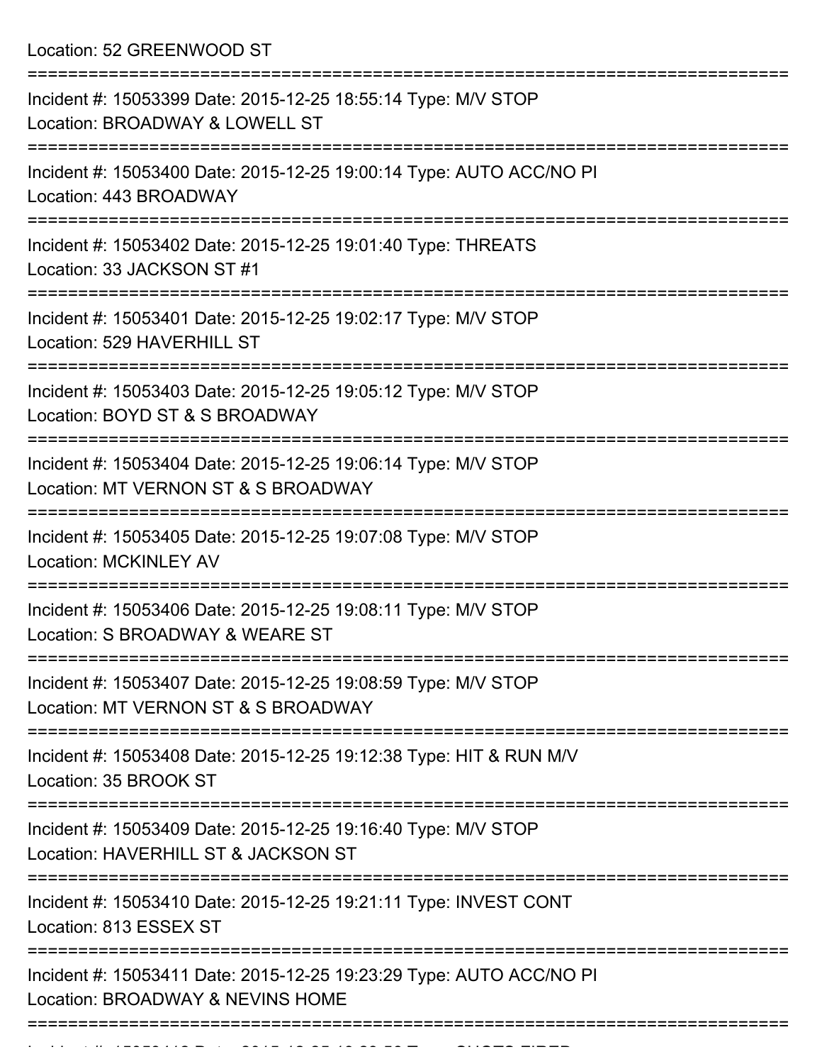Location: 52 GREENWOOD ST

===========================================================================

Incident #: 15053399 Date: 2015-12-25 18:55:14 Type: M/V STOP
Location: BROADWAY & LOWELL ST

===========================================================================

Incident #: 15053400 Date: 2015-12-25 19:00:14 Type: AUTO ACC/NO PI
Location: 443 BROADWAY

===========================================================================

Incident #: 15053402 Date: 2015-12-25 19:01:40 Type: THREATS
Location: 33 JACKSON ST #1

===========================================================================

Incident #: 15053401 Date: 2015-12-25 19:02:17 Type: M/V STOP
Location: 529 HAVERHILL ST

===========================================================================

Incident #: 15053403 Date: 2015-12-25 19:05:12 Type: M/V STOP
Location: BOYD ST & S BROADWAY

===========================================================================

Incident #: 15053404 Date: 2015-12-25 19:06:14 Type: M/V STOP
Location: MT VERNON ST & S BROADWAY

===========================================================================

Incident #: 15053405 Date: 2015-12-25 19:07:08 Type: M/V STOP
Location: MCKINLEY AV

===========================================================================

Incident #: 15053406 Date: 2015-12-25 19:08:11 Type: M/V STOP
Location: S BROADWAY & WEARE ST

===========================================================================

Incident #: 15053407 Date: 2015-12-25 19:08:59 Type: M/V STOP
Location: MT VERNON ST & S BROADWAY

===========================================================================

Incident #: 15053408 Date: 2015-12-25 19:12:38 Type: HIT & RUN M/V
Location: 35 BROOK ST

===========================================================================

Incident #: 15053409 Date: 2015-12-25 19:16:40 Type: M/V STOP
Location: HAVERHILL ST & JACKSON ST

===========================================================================

Incident #: 15053410 Date: 2015-12-25 19:21:11 Type: INVEST CONT
Location: 813 ESSEX ST

===========================================================================

Incident #: 15053411 Date: 2015-12-25 19:23:29 Type: AUTO ACC/NO PI
Location: BROADWAY & NEVINS HOME

===========================================================================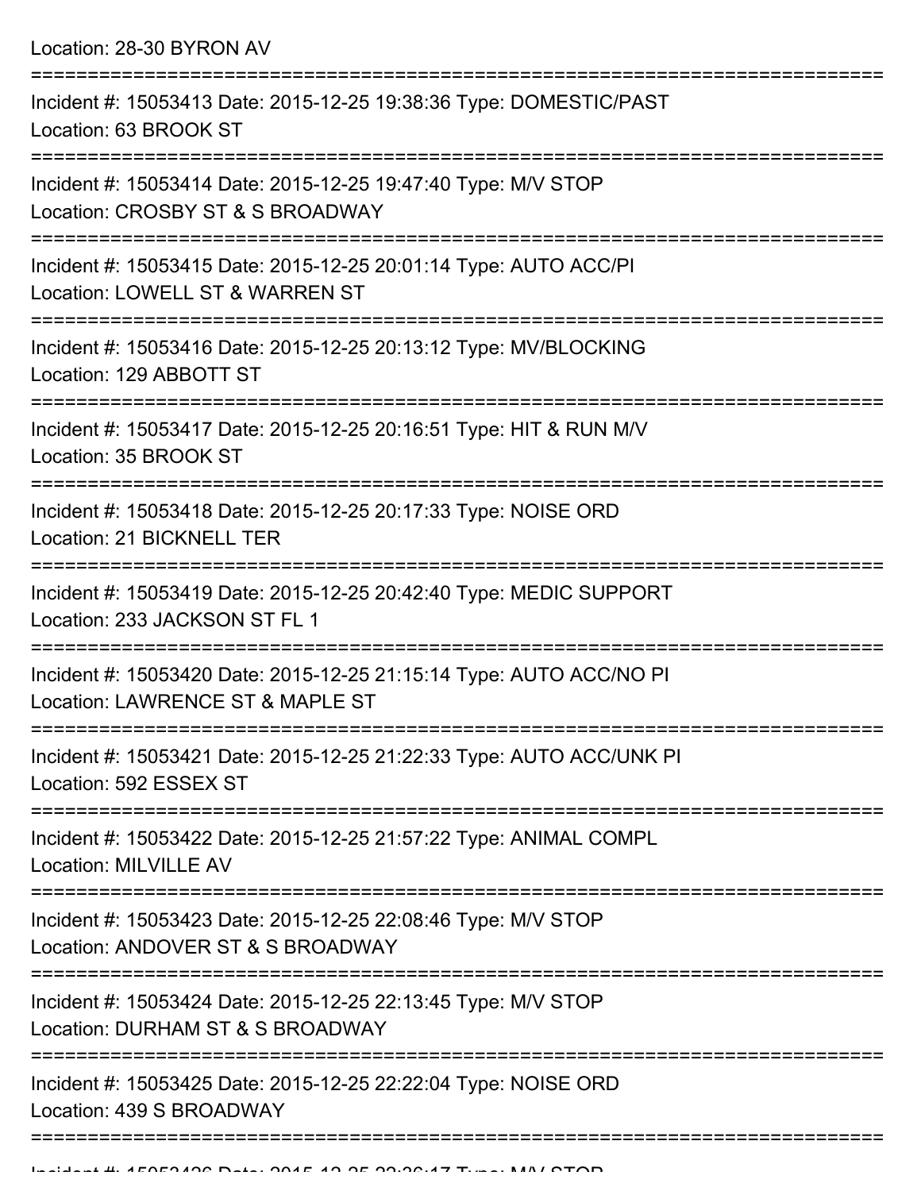Location: 28-30 BYRON AV

===========================================================================

Incident #: 15053413 Date: 2015-12-25 19:38:36 Type: DOMESTIC/PAST
Location: 63 BROOK ST

===========================================================================

Incident #: 15053414 Date: 2015-12-25 19:47:40 Type: M/V STOP
Location: CROSBY ST & S BROADWAY

===========================================================================

Incident #: 15053415 Date: 2015-12-25 20:01:14 Type: AUTO ACC/PI
Location: LOWELL ST & WARREN ST

===========================================================================

Incident #: 15053416 Date: 2015-12-25 20:13:12 Type: MV/BLOCKING
Location: 129 ABBOTT ST

===========================================================================

Incident #: 15053417 Date: 2015-12-25 20:16:51 Type: HIT & RUN M/V
Location: 35 BROOK ST

===========================================================================

Incident #: 15053418 Date: 2015-12-25 20:17:33 Type: NOISE ORD
Location: 21 BICKNELL TER

===========================================================================

Incident #: 15053419 Date: 2015-12-25 20:42:40 Type: MEDIC SUPPORT
Location: 233 JACKSON ST FL 1

===========================================================================

Incident #: 15053420 Date: 2015-12-25 21:15:14 Type: AUTO ACC/NO PI
Location: LAWRENCE ST & MAPLE ST

===========================================================================

Incident #: 15053421 Date: 2015-12-25 21:22:33 Type: AUTO ACC/UNK PI
Location: 592 ESSEX ST

===========================================================================

Incident #: 15053422 Date: 2015-12-25 21:57:22 Type: ANIMAL COMPL
Location: MILVILLE AV

===========================================================================

Incident #: 15053423 Date: 2015-12-25 22:08:46 Type: M/V STOP
Location: ANDOVER ST & S BROADWAY

===========================================================================

Incident #: 15053424 Date: 2015-12-25 22:13:45 Type: M/V STOP
Location: DURHAM ST & S BROADWAY

===========================================================================

Incident #: 15053425 Date: 2015-12-25 22:22:04 Type: NOISE ORD
Location: 439 S BROADWAY

===========================================================================

Incident #: 15053426 Date: 2015-12-25 22:36:17 Type: M/V STOP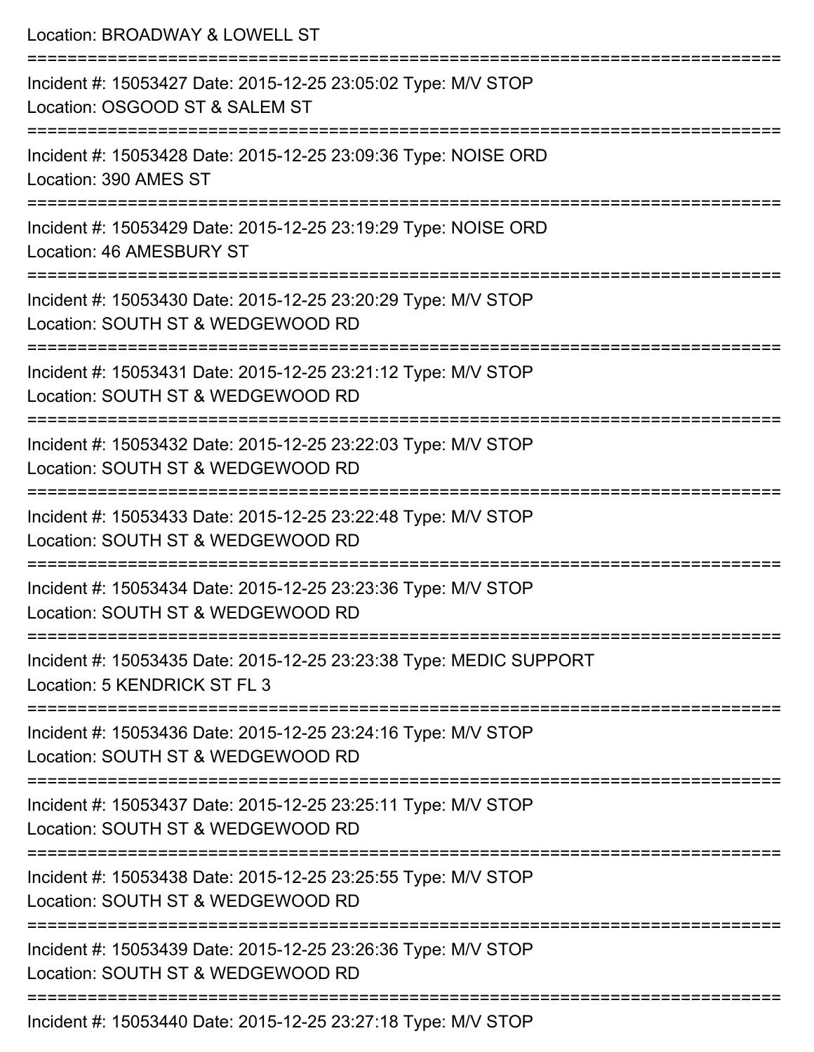Location: BROADWAY & LOWELL ST

===========================================================================

Incident #: 15053427 Date: 2015-12-25 23:05:02 Type: M/V STOP

Location: OSGOOD ST & SALEM ST

===========================================================================

Incident #: 15053428 Date: 2015-12-25 23:09:36 Type: NOISE ORD

Location: 390 AMES ST

===========================================================================

Incident #: 15053429 Date: 2015-12-25 23:19:29 Type: NOISE ORD

Location: 46 AMESBURY ST

===========================================================================

Incident #: 15053430 Date: 2015-12-25 23:20:29 Type: M/V STOP

Location: SOUTH ST & WEDGEWOOD RD

===========================================================================

Incident #: 15053431 Date: 2015-12-25 23:21:12 Type: M/V STOP

Location: SOUTH ST & WEDGEWOOD RD

===========================================================================

Incident #: 15053432 Date: 2015-12-25 23:22:03 Type: M/V STOP

Location: SOUTH ST & WEDGEWOOD RD

===========================================================================

Incident #: 15053433 Date: 2015-12-25 23:22:48 Type: M/V STOP

Location: SOUTH ST & WEDGEWOOD RD

===========================================================================

Incident #: 15053434 Date: 2015-12-25 23:23:36 Type: M/V STOP

Location: SOUTH ST & WEDGEWOOD RD

===========================================================================

Incident #: 15053435 Date: 2015-12-25 23:23:38 Type: MEDIC SUPPORT

Location: 5 KENDRICK ST FL 3

===========================================================================

Incident #: 15053436 Date: 2015-12-25 23:24:16 Type: M/V STOP

Location: SOUTH ST & WEDGEWOOD RD

===========================================================================

Incident #: 15053437 Date: 2015-12-25 23:25:11 Type: M/V STOP

Location: SOUTH ST & WEDGEWOOD RD

===========================================================================

Incident #: 15053438 Date: 2015-12-25 23:25:55 Type: M/V STOP

Location: SOUTH ST & WEDGEWOOD RD

===========================================================================

Incident #: 15053439 Date: 2015-12-25 23:26:36 Type: M/V STOP

Location: SOUTH ST & WEDGEWOOD RD

===========================================================================

Incident #: 15053440 Date: 2015-12-25 23:27:18 Type: M/V STOP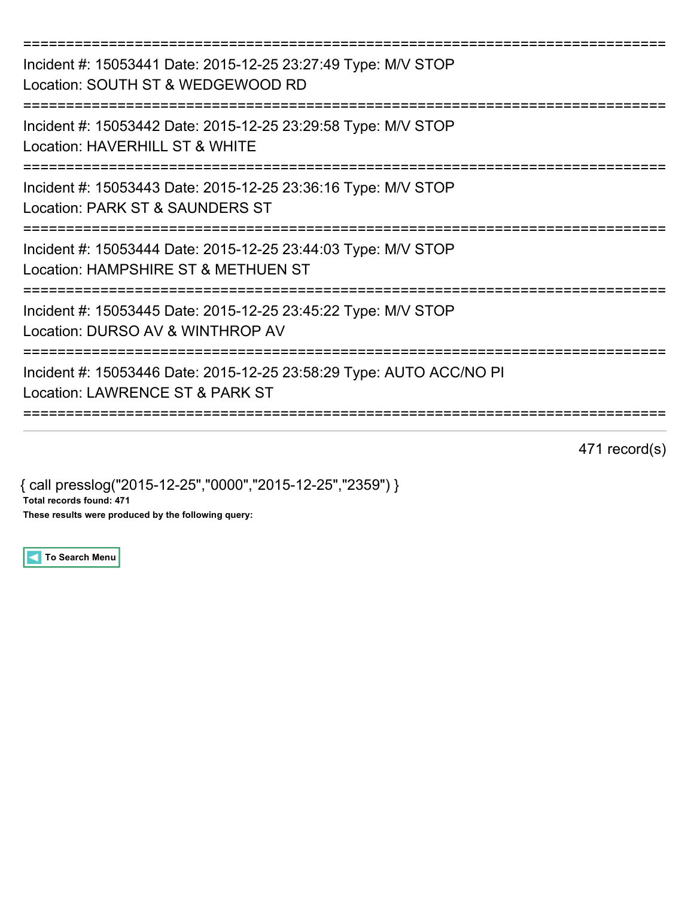===========================================================================

Incident #: 15053441 Date: 2015-12-25 23:27:49 Type: M/V STOP
Location: SOUTH ST & WEDGEWOOD RD

===========================================================================

Incident #: 15053442 Date: 2015-12-25 23:29:58 Type: M/V STOP
Location: HAVERHILL ST & WHITE

===========================================================================

Incident #: 15053443 Date: 2015-12-25 23:36:16 Type: M/V STOP
Location: PARK ST & SAUNDERS ST

===========================================================================

Incident #: 15053444 Date: 2015-12-25 23:44:03 Type: M/V STOP
Location: HAMPSHIRE ST & METHUEN ST

===========================================================================

Incident #: 15053445 Date: 2015-12-25 23:45:22 Type: M/V STOP
Location: DURSO AV & WINTHROP AV

===========================================================================

Incident #: 15053446 Date: 2015-12-25 23:58:29 Type: AUTO ACC/NO PI
Location: LAWRENCE ST & PARK ST

===========================================================================

471 record(s)

{ call presslog("2015-12-25","0000","2015-12-25","2359") }

**Total records found: 471**

**These results were produced by the following query:**

To Search Menu